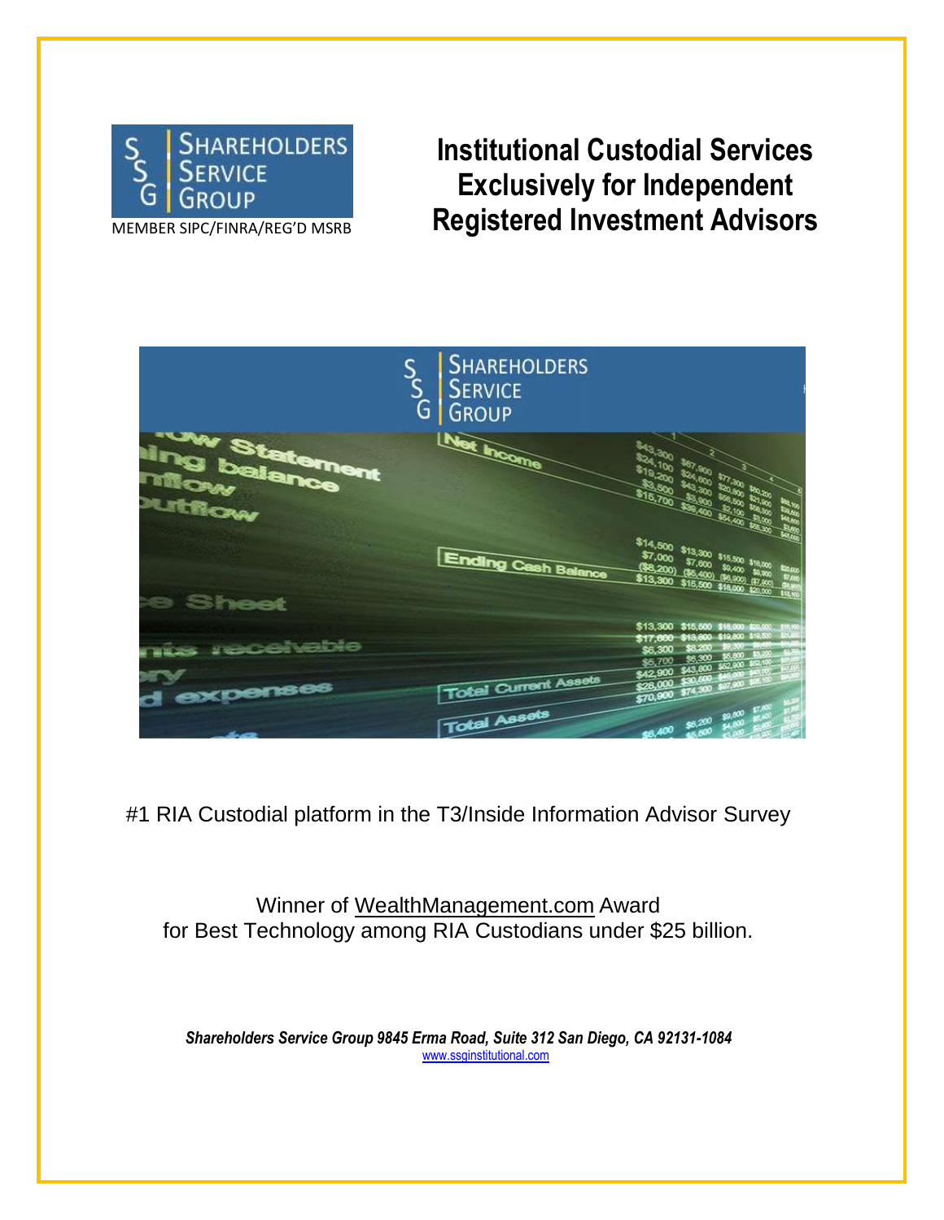Shareholders Service Group

MEMBER SIPC/FINRA/REG'D MSRB

# Institutional Custodial Services Exclusively for Independent Registered Investment Advisors

#1 RIA Custodial platform in the T3/Inside Information Advisor Survey

Winner of WealthManagement.com Award
for Best Technology among RIA Custodians under $25 billion.

***Shareholders Service Group 9845 Erma Road, Suite 312 San Diego, CA 92131-1084***
www.ssginstitutional.com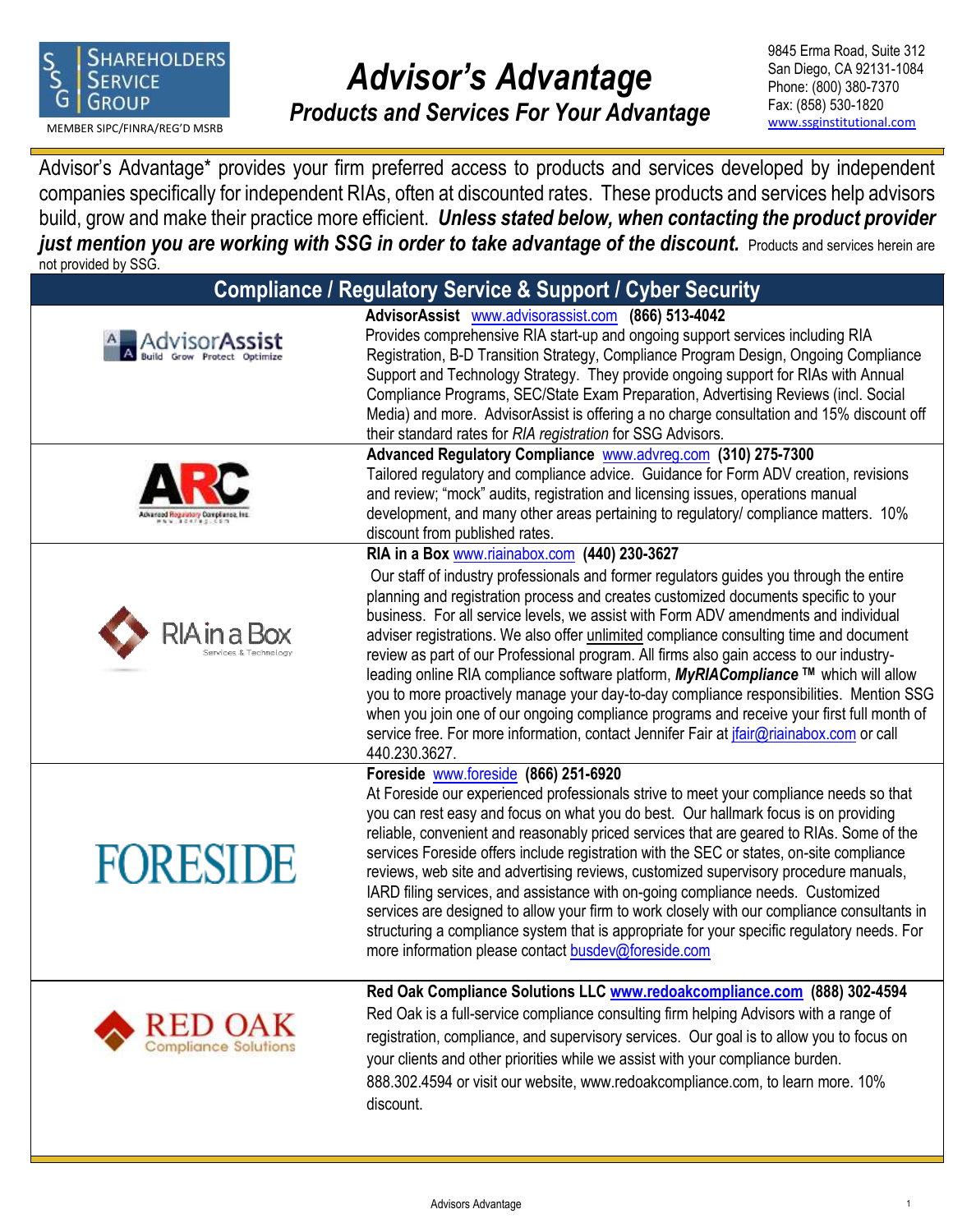SHAREHOLDERS SERVICE GROUP

MEMBER SIPC/FINRA/REG'D MSRB

# Advisor's Advantage

## Products and Services For Your Advantage

9845 Erma Road, Suite 312
San Diego, CA 92131-1084
Phone: (800) 380-7370
Fax: (858) 530-1820
www.ssginstitutional.com

Advisor's Advantage* provides your firm preferred access to products and services developed by independent companies specifically for independent RIAs, often at discounted rates. These products and services help advisors build, grow and make their practice more efficient. ***Unless stated below, when contacting the product provider just mention you are working with SSG in order to take advantage of the discount.*** Products and services herein are not provided by SSG.

## Compliance / Regulatory Service & Support / Cyber Security

| | |
|---|---|
| AdvisorAssist – Build Grow Protect Optimize | **AdvisorAssist** www.advisorassist.com **(866) 513-4042**<br>Provides comprehensive RIA start-up and ongoing support services including RIA Registration, B-D Transition Strategy, Compliance Program Design, Ongoing Compliance Support and Technology Strategy. They provide ongoing support for RIAs with Annual Compliance Programs, SEC/State Exam Preparation, Advertising Reviews (incl. Social Media) and more. AdvisorAssist is offering a no charge consultation and 15% discount off their standard rates for *RIA registration* for SSG Advisors. |
| ARC – Advanced Regulatory Compliance, Inc. | **Advanced Regulatory Compliance** www.advreg.com **(310) 275-7300**<br>Tailored regulatory and compliance advice. Guidance for Form ADV creation, revisions and review; "mock" audits, registration and licensing issues, operations manual development, and many other areas pertaining to regulatory/ compliance matters. 10% discount from published rates. |
| RIA in a Box – Services & Technology | **RIA in a Box** www.riainabox.com **(440) 230-3627**<br>Our staff of industry professionals and former regulators guides you through the entire planning and registration process and creates customized documents specific to your business. For all service levels, we assist with Form ADV amendments and individual adviser registrations. We also offer unlimited compliance consulting time and document review as part of our Professional program. All firms also gain access to our industry-leading online RIA compliance software platform, ***MyRIACompliance ™*** which will allow you to more proactively manage your day-to-day compliance responsibilities. Mention SSG when you join one of our ongoing compliance programs and receive your first full month of service free. For more information, contact Jennifer Fair at jfair@riainabox.com or call 440.230.3627. |
| FORESIDE | **Foreside** www.foreside **(866) 251-6920**<br>At Foreside our experienced professionals strive to meet your compliance needs so that you can rest easy and focus on what you do best. Our hallmark focus is on providing reliable, convenient and reasonably priced services that are geared to RIAs. Some of the services Foreside offers include registration with the SEC or states, on-site compliance reviews, web site and advertising reviews, customized supervisory procedure manuals, IARD filing services, and assistance with on-going compliance needs. Customized services are designed to allow your firm to work closely with our compliance consultants in structuring a compliance system that is appropriate for your specific regulatory needs. For more information please contact busdev@foreside.com |
| RED OAK Compliance Solutions | **Red Oak Compliance Solutions LLC www.redoakcompliance.com (888) 302-4594**<br>Red Oak is a full-service compliance consulting firm helping Advisors with a range of registration, compliance, and supervisory services. Our goal is to allow you to focus on your clients and other priorities while we assist with your compliance burden. 888.302.4594 or visit our website, www.redoakcompliance.com, to learn more. 10% discount. |

Advisors Advantage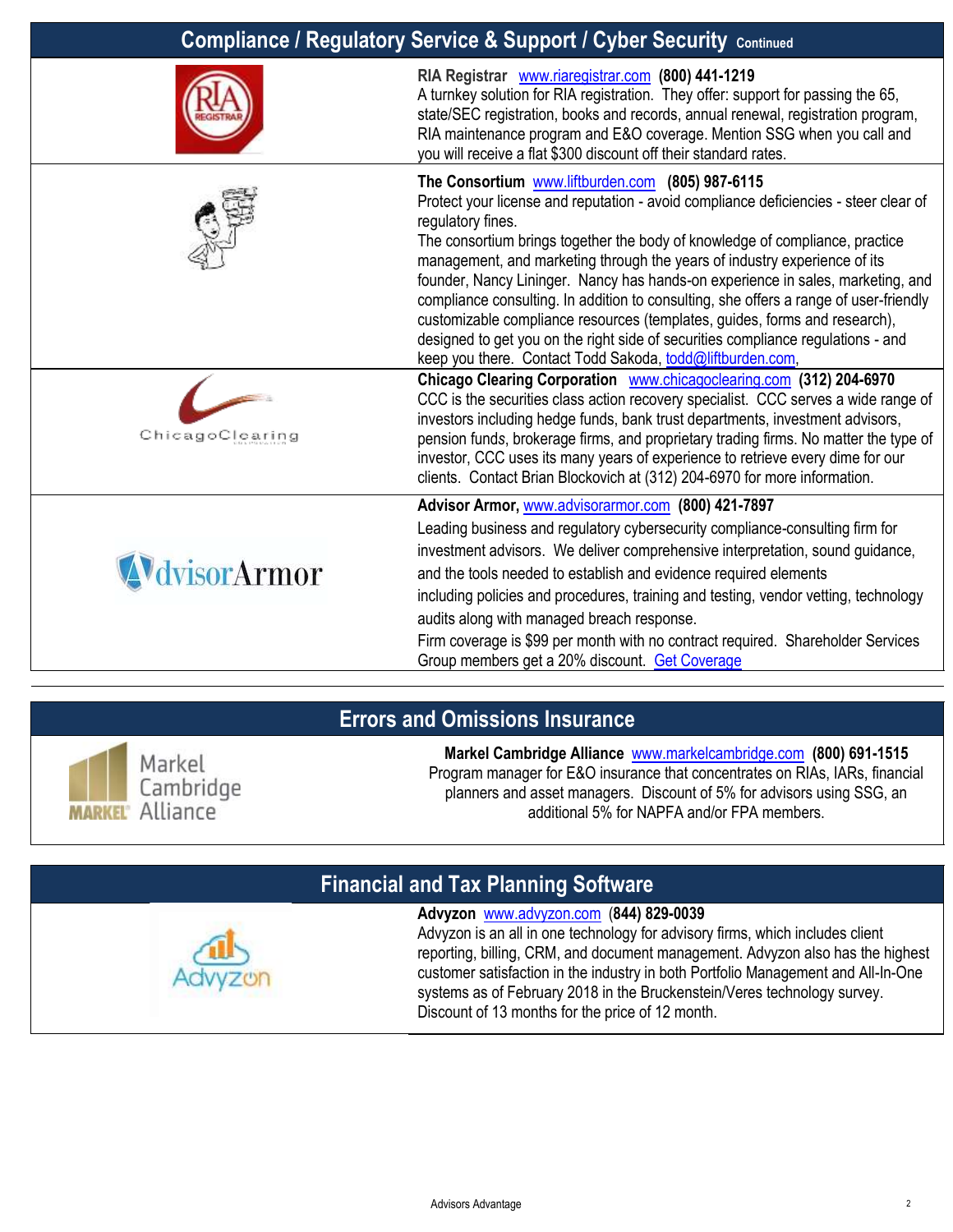## Compliance / Regulatory Service & Support / Cyber Security *Continued*

**RIA Registrar** www.riaregistrar.com **(800) 441-1219**
A turnkey solution for RIA registration. They offer: support for passing the 65, state/SEC registration, books and records, annual renewal, registration program, RIA maintenance program and E&O coverage. Mention SSG when you call and you will receive a flat $300 discount off their standard rates.

**The Consortium** www.liftburden.com **(805) 987-6115**
Protect your license and reputation - avoid compliance deficiencies - steer clear of regulatory fines.
The consortium brings together the body of knowledge of compliance, practice management, and marketing through the years of industry experience of its founder, Nancy Lininger. Nancy has hands-on experience in sales, marketing, and compliance consulting. In addition to consulting, she offers a range of user-friendly customizable compliance resources (templates, guides, forms and research), designed to get you on the right side of securities compliance regulations - and keep you there. Contact Todd Sakoda, todd@liftburden.com,

**Chicago Clearing Corporation** www.chicagoclearing.com **(312) 204-6970**
CCC is the securities class action recovery specialist. CCC serves a wide range of investors including hedge funds, bank trust departments, investment advisors, pension funds, brokerage firms, and proprietary trading firms. No matter the type of investor, CCC uses its many years of experience to retrieve every dime for our clients. Contact Brian Blockovich at (312) 204-6970 for more information.

**Advisor Armor,** www.advisorarmor.com **(800) 421-7897**
Leading business and regulatory cybersecurity compliance-consulting firm for investment advisors. We deliver comprehensive interpretation, sound guidance, and the tools needed to establish and evidence required elements including policies and procedures, training and testing, vendor vetting, technology audits along with managed breach response.
Firm coverage is $99 per month with no contract required. Shareholder Services Group members get a 20% discount. Get Coverage

## Errors and Omissions Insurance

**Markel Cambridge Alliance** www.markelcambridge.com **(800) 691-1515**
Program manager for E&O insurance that concentrates on RIAs, IARs, financial planners and asset managers. Discount of 5% for advisors using SSG, an additional 5% for NAPFA and/or FPA members.

## Financial and Tax Planning Software

**Advyzon** www.advyzon.com **(844) 829-0039**
Advyzon is an all in one technology for advisory firms, which includes client reporting, billing, CRM, and document management. Advyzon also has the highest customer satisfaction in the industry in both Portfolio Management and All-In-One systems as of February 2018 in the Bruckenstein/Veres technology survey.
Discount of 13 months for the price of 12 month.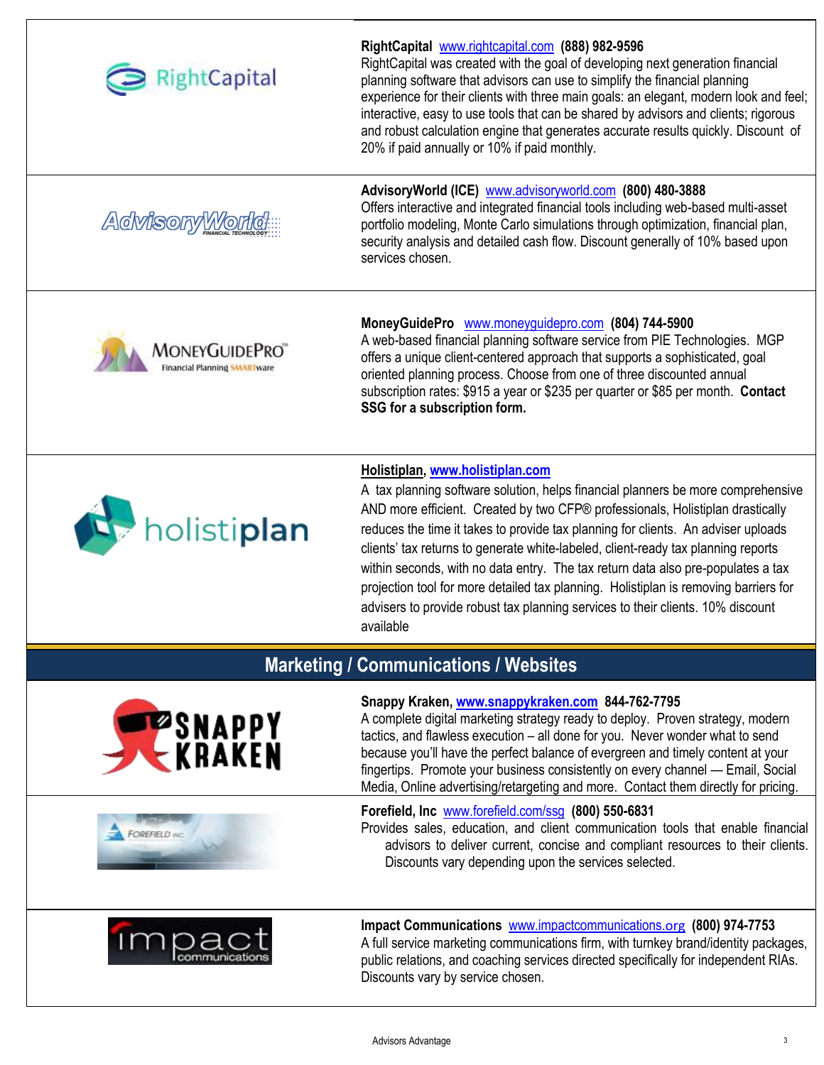**RightCapital** www.rightcapital.com **(888) 982-9596**
RightCapital was created with the goal of developing next generation financial planning software that advisors can use to simplify the financial planning experience for their clients with three main goals: an elegant, modern look and feel; interactive, easy to use tools that can be shared by advisors and clients; rigorous and robust calculation engine that generates accurate results quickly. Discount of 20% if paid annually or 10% if paid monthly.

**AdvisoryWorld (ICE)** www.advisoryworld.com **(800) 480-3888**
Offers interactive and integrated financial tools including web-based multi-asset portfolio modeling, Monte Carlo simulations through optimization, financial plan, security analysis and detailed cash flow. Discount generally of 10% based upon services chosen.

**MoneyGuidePro** www.moneyguidepro.com **(804) 744-5900**
A web-based financial planning software service from PIE Technologies. MGP offers a unique client-centered approach that supports a sophisticated, goal oriented planning process. Choose from one of three discounted annual subscription rates: $915 a year or $235 per quarter or $85 per month. **Contact SSG for a subscription form.**

**Holistiplan, www.holistiplan.com**
A tax planning software solution, helps financial planners be more comprehensive AND more efficient. Created by two CFP® professionals, Holistiplan drastically reduces the time it takes to provide tax planning for clients. An adviser uploads clients' tax returns to generate white-labeled, client-ready tax planning reports within seconds, with no data entry. The tax return data also pre-populates a tax projection tool for more detailed tax planning. Holistiplan is removing barriers for advisers to provide robust tax planning services to their clients. 10% discount available

## Marketing / Communications / Websites

**Snappy Kraken, www.snappykraken.com 844-762-7795**
A complete digital marketing strategy ready to deploy. Proven strategy, modern tactics, and flawless execution – all done for you. Never wonder what to send because you'll have the perfect balance of evergreen and timely content at your fingertips. Promote your business consistently on every channel — Email, Social Media, Online advertising/retargeting and more. Contact them directly for pricing.

**Forefield, Inc** www.forefield.com/ssg **(800) 550-6831**
Provides sales, education, and client communication tools that enable financial advisors to deliver current, concise and compliant resources to their clients. Discounts vary depending upon the services selected.

**Impact Communications** www.impactcommunications.org **(800) 974-7753**
A full service marketing communications firm, with turnkey brand/identity packages, public relations, and coaching services directed specifically for independent RIAs. Discounts vary by service chosen.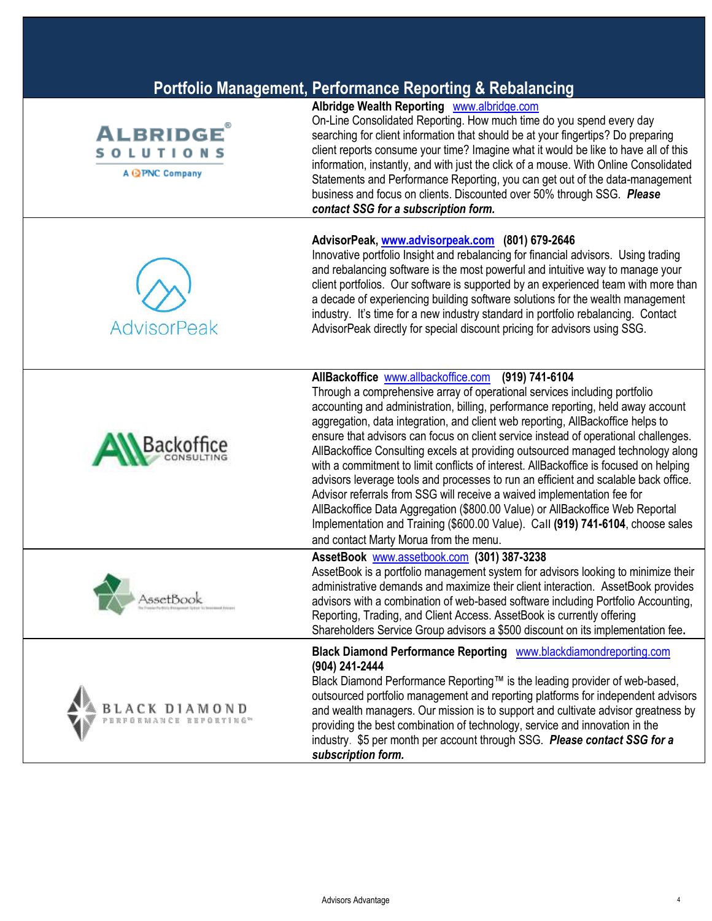## Portfolio Management, Performance Reporting & Rebalancing

**Albridge Wealth Reporting** www.albridge.com
On-Line Consolidated Reporting. How much time do you spend every day searching for client information that should be at your fingertips? Do preparing client reports consume your time? Imagine what it would be like to have all of this information, instantly, and with just the click of a mouse. With Online Consolidated Statements and Performance Reporting, you can get out of the data-management business and focus on clients. Discounted over 50% through SSG. ***Please contact SSG for a subscription form.***

**AdvisorPeak, www.advisorpeak.com (801) 679-2646**
Innovative portfolio Insight and rebalancing for financial advisors. Using trading and rebalancing software is the most powerful and intuitive way to manage your client portfolios. Our software is supported by an experienced team with more than a decade of experiencing building software solutions for the wealth management industry. It's time for a new industry standard in portfolio rebalancing. Contact AdvisorPeak directly for special discount pricing for advisors using SSG.

**AllBackoffice** www.allbackoffice.com **(919) 741-6104**
Through a comprehensive array of operational services including portfolio accounting and administration, billing, performance reporting, held away account aggregation, data integration, and client web reporting, AllBackoffice helps to ensure that advisors can focus on client service instead of operational challenges. AllBackoffice Consulting excels at providing outsourced managed technology along with a commitment to limit conflicts of interest. AllBackoffice is focused on helping advisors leverage tools and processes to run an efficient and scalable back office. Advisor referrals from SSG will receive a waived implementation fee for AllBackoffice Data Aggregation ($800.00 Value) or AllBackoffice Web Reportal Implementation and Training ($600.00 Value). Call **(919) 741-6104**, choose sales and contact Marty Morua from the menu.

**AssetBook** www.assetbook.com **(301) 387-3238**
AssetBook is a portfolio management system for advisors looking to minimize their administrative demands and maximize their client interaction. AssetBook provides advisors with a combination of web-based software including Portfolio Accounting, Reporting, Trading, and Client Access. AssetBook is currently offering Shareholders Service Group advisors a $500 discount on its implementation fee.

**Black Diamond Performance Reporting** www.blackdiamondreporting.com
**(904) 241-2444**
Black Diamond Performance Reporting™ is the leading provider of web-based, outsourced portfolio management and reporting platforms for independent advisors and wealth managers. Our mission is to support and cultivate advisor greatness by providing the best combination of technology, service and innovation in the industry. $5 per month per account through SSG. ***Please contact SSG for a subscription form.***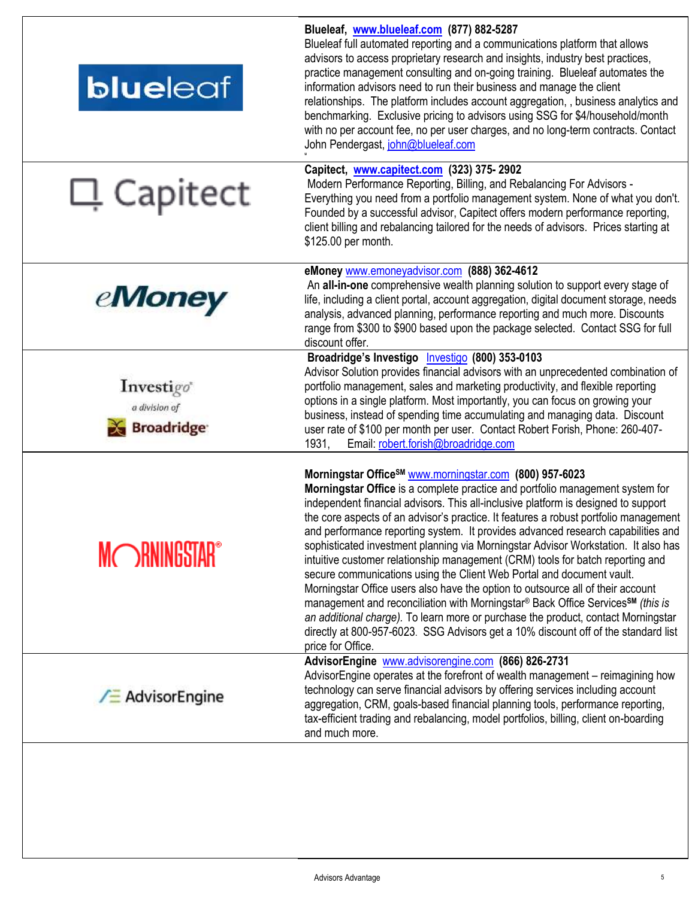**Blueleaf, www.blueleaf.com (877) 882-5287**

Blueleaf full automated reporting and a communications platform that allows advisors to access proprietary research and insights, industry best practices, practice management consulting and on-going training. Blueleaf automates the information advisors need to run their business and manage the client relationships. The platform includes account aggregation, , business analytics and benchmarking. Exclusive pricing to advisors using SSG for $4/household/month with no per account fee, no per user charges, and no long-term contracts. Contact John Pendergast, john@blueleaf.com

**Capitect, www.capitect.com (323) 375- 2902**

Modern Performance Reporting, Billing, and Rebalancing For Advisors - Everything you need from a portfolio management system. None of what you don't. Founded by a successful advisor, Capitect offers modern performance reporting, client billing and rebalancing tailored for the needs of advisors. Prices starting at $125.00 per month.

**eMoney** www.emoneyadvisor.com **(888) 362-4612**

An **all-in-one** comprehensive wealth planning solution to support every stage of life, including a client portal, account aggregation, digital document storage, needs analysis, advanced planning, performance reporting and much more. Discounts range from $300 to $900 based upon the package selected. Contact SSG for full discount offer.

**Broadridge's Investigo** Investigo **(800) 353-0103**

Advisor Solution provides financial advisors with an unprecedented combination of portfolio management, sales and marketing productivity, and flexible reporting options in a single platform. Most importantly, you can focus on growing your business, instead of spending time accumulating and managing data. Discount user rate of $100 per month per user. Contact Robert Forish, Phone: 260-407-1931, Email: robert.forish@broadridge.com

**Morningstar Office℠** www.morningstar.com **(800) 957-6023**

**Morningstar Office** is a complete practice and portfolio management system for independent financial advisors. This all-inclusive platform is designed to support the core aspects of an advisor's practice. It features a robust portfolio management and performance reporting system. It provides advanced research capabilities and sophisticated investment planning via Morningstar Advisor Workstation. It also has intuitive customer relationship management (CRM) tools for batch reporting and secure communications using the Client Web Portal and document vault. Morningstar Office users also have the option to outsource all of their account management and reconciliation with Morningstar® Back Office Services℠ *(this is an additional charge)*. To learn more or purchase the product, contact Morningstar directly at 800-957-6023. SSG Advisors get a 10% discount off of the standard list price for Office.

**AdvisorEngine** www.advisorengine.com **(866) 826-2731**

AdvisorEngine operates at the forefront of wealth management – reimagining how technology can serve financial advisors by offering services including account aggregation, CRM, goals-based financial planning tools, performance reporting, tax-efficient trading and rebalancing, model portfolios, billing, client on-boarding and much more.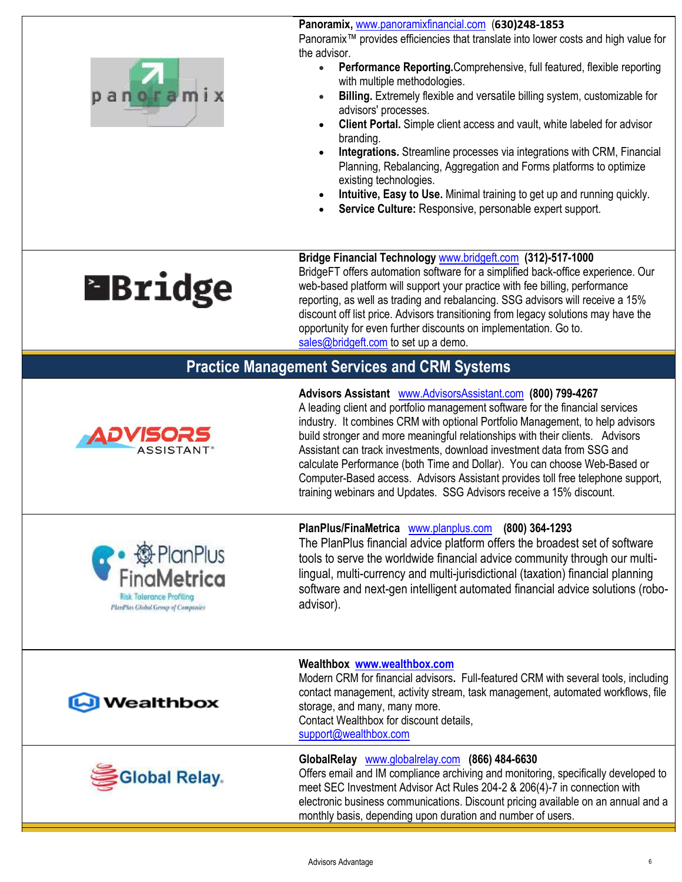**Panoramix,** www.panoramixfinancial.com **(630)248-1853**
Panoramix™ provides efficiencies that translate into lower costs and high value for the advisor.

- **Performance Reporting.** Comprehensive, full featured, flexible reporting with multiple methodologies.
- **Billing.** Extremely flexible and versatile billing system, customizable for advisors' processes.
- **Client Portal.** Simple client access and vault, white labeled for advisor branding.
- **Integrations.** Streamline processes via integrations with CRM, Financial Planning, Rebalancing, Aggregation and Forms platforms to optimize existing technologies.
- **Intuitive, Easy to Use.** Minimal training to get up and running quickly.
- **Service Culture:** Responsive, personable expert support.

**Bridge Financial Technology** www.bridgeft.com **(312)-517-1000**
BridgeFT offers automation software for a simplified back-office experience. Our web-based platform will support your practice with fee billing, performance reporting, as well as trading and rebalancing. SSG advisors will receive a 15% discount off list price. Advisors transitioning from legacy solutions may have the opportunity for even further discounts on implementation. Go to. sales@bridgeft.com to set up a demo.

## Practice Management Services and CRM Systems

**Advisors Assistant** www.AdvisorsAssistant.com **(800) 799-4267**
A leading client and portfolio management software for the financial services industry. It combines CRM with optional Portfolio Management, to help advisors build stronger and more meaningful relationships with their clients. Advisors Assistant can track investments, download investment data from SSG and calculate Performance (both Time and Dollar). You can choose Web-Based or Computer-Based access. Advisors Assistant provides toll free telephone support, training webinars and Updates. SSG Advisors receive a 15% discount.

**PlanPlus/FinaMetrica** www.planplus.com **(800) 364-1293**
The PlanPlus financial advice platform offers the broadest set of software tools to serve the worldwide financial advice community through our multi-lingual, multi-currency and multi-jurisdictional (taxation) financial planning software and next-gen intelligent automated financial advice solutions (robo-advisor).

**Wealthbox** **www.wealthbox.com**
Modern CRM for financial advisors**.** Full-featured CRM with several tools, including contact management, activity stream, task management, automated workflows, file storage, and many, many more.
Contact Wealthbox for discount details,
support@wealthbox.com

**GlobalRelay** www.globalrelay.com **(866) 484-6630**
Offers email and IM compliance archiving and monitoring, specifically developed to meet SEC Investment Advisor Act Rules 204-2 & 206(4)-7 in connection with electronic business communications. Discount pricing available on an annual and a monthly basis, depending upon duration and number of users.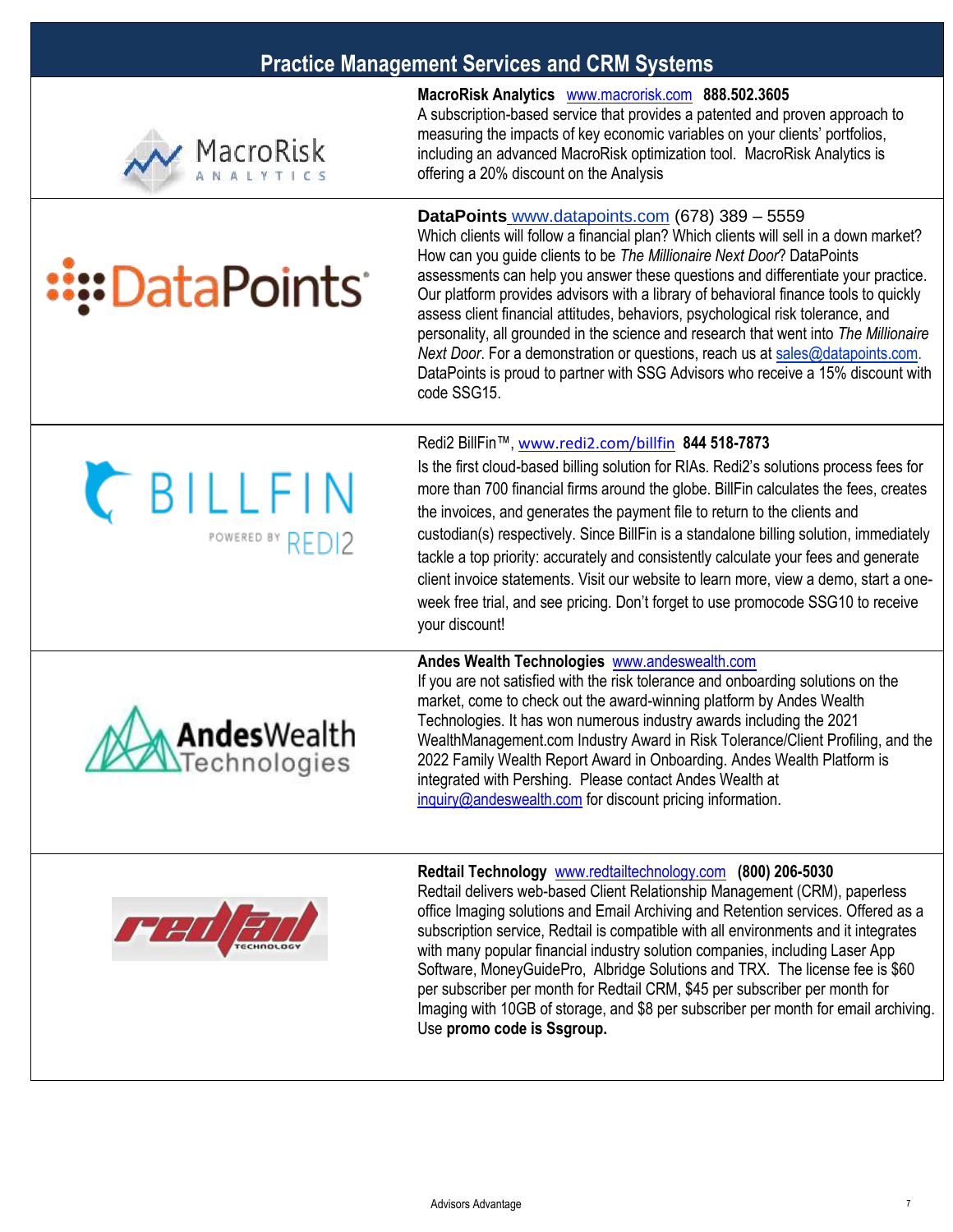## Practice Management Services and CRM Systems

**MacroRisk Analytics** www.macrorisk.com **888.502.3605**
A subscription-based service that provides a patented and proven approach to measuring the impacts of key economic variables on your clients' portfolios, including an advanced MacroRisk optimization tool. MacroRisk Analytics is offering a 20% discount on the Analysis

**DataPoints** www.datapoints.com (678) 389 – 5559
Which clients will follow a financial plan? Which clients will sell in a down market? How can you guide clients to be *The Millionaire Next Door*? DataPoints assessments can help you answer these questions and differentiate your practice. Our platform provides advisors with a library of behavioral finance tools to quickly assess client financial attitudes, behaviors, psychological risk tolerance, and personality, all grounded in the science and research that went into *The Millionaire Next Door*. For a demonstration or questions, reach us at sales@datapoints.com. DataPoints is proud to partner with SSG Advisors who receive a 15% discount with code SSG15.

Redi2 BillFin™, www.redi2.com/billfin **844 518-7873**
Is the first cloud-based billing solution for RIAs. Redi2's solutions process fees for more than 700 financial firms around the globe. BillFin calculates the fees, creates the invoices, and generates the payment file to return to the clients and custodian(s) respectively. Since BillFin is a standalone billing solution, immediately tackle a top priority: accurately and consistently calculate your fees and generate client invoice statements. Visit our website to learn more, view a demo, start a one-week free trial, and see pricing. Don't forget to use promocode SSG10 to receive your discount!

**Andes Wealth Technologies** www.andeswealth.com
If you are not satisfied with the risk tolerance and onboarding solutions on the market, come to check out the award-winning platform by Andes Wealth Technologies. It has won numerous industry awards including the 2021 WealthManagement.com Industry Award in Risk Tolerance/Client Profiling, and the 2022 Family Wealth Report Award in Onboarding. Andes Wealth Platform is integrated with Pershing. Please contact Andes Wealth at inquiry@andeswealth.com for discount pricing information.

**Redtail Technology** www.redtailtechnology.com **(800) 206-5030**
Redtail delivers web-based Client Relationship Management (CRM), paperless office Imaging solutions and Email Archiving and Retention services. Offered as a subscription service, Redtail is compatible with all environments and it integrates with many popular financial industry solution companies, including Laser App Software, MoneyGuidePro, Albridge Solutions and TRX. The license fee is $60 per subscriber per month for Redtail CRM, $45 per subscriber per month for Imaging with 10GB of storage, and $8 per subscriber per month for email archiving. Use **promo code is Ssgroup.**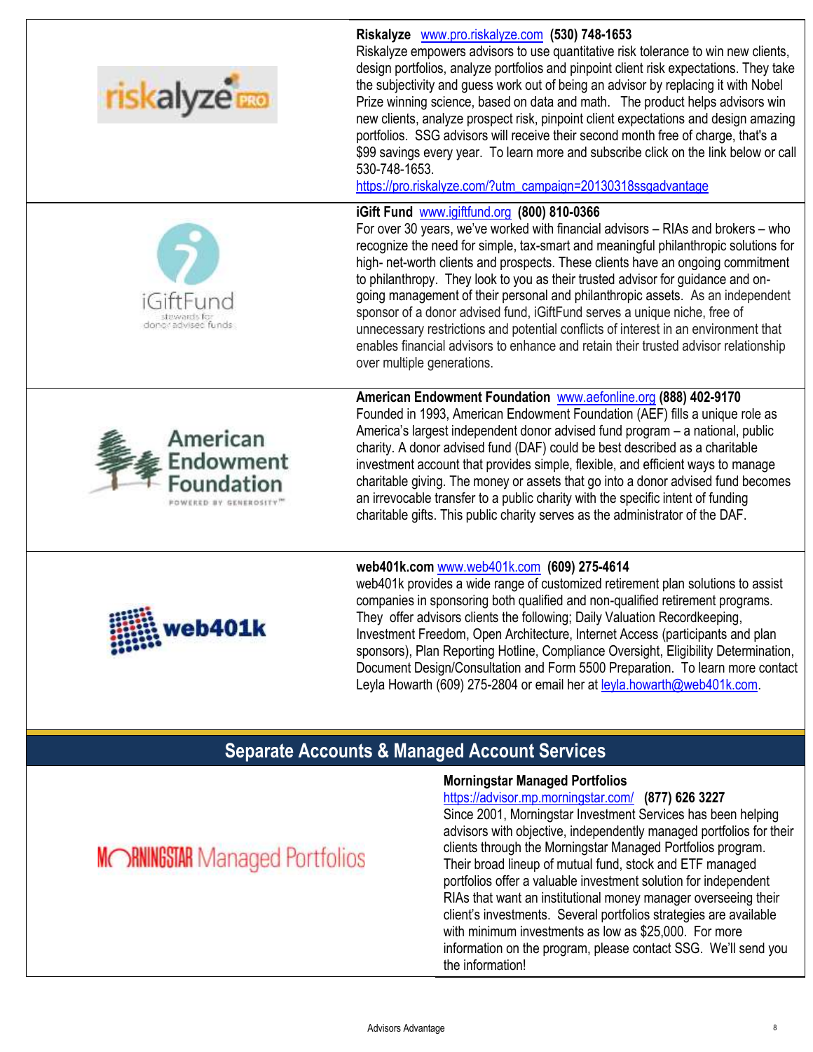**Riskalyze** [www.pro.riskalyze.com](www.pro.riskalyze.com) **(530) 748-1653**
Riskalyze empowers advisors to use quantitative risk tolerance to win new clients, design portfolios, analyze portfolios and pinpoint client risk expectations. They take the subjectivity and guess work out of being an advisor by replacing it with Nobel Prize winning science, based on data and math. The product helps advisors win new clients, analyze prospect risk, pinpoint client expectations and design amazing portfolios. SSG advisors will receive their second month free of charge, that's a $99 savings every year. To learn more and subscribe click on the link below or call 530-748-1653.
https://pro.riskalyze.com/?utm_campaign=20130318ssgadvantage

**iGift Fund** [www.igiftfund.org](www.igiftfund.org) **(800) 810-0366**
For over 30 years, we've worked with financial advisors – RIAs and brokers – who recognize the need for simple, tax-smart and meaningful philanthropic solutions for high- net-worth clients and prospects. These clients have an ongoing commitment to philanthropy. They look to you as their trusted advisor for guidance and on-going management of their personal and philanthropic assets. As an independent sponsor of a donor advised fund, iGiftFund serves a unique niche, free of unnecessary restrictions and potential conflicts of interest in an environment that enables financial advisors to enhance and retain their trusted advisor relationship over multiple generations.

**American Endowment Foundation** [www.aefonline.org](www.aefonline.org) **(888) 402-9170**
Founded in 1993, American Endowment Foundation (AEF) fills a unique role as America's largest independent donor advised fund program – a national, public charity. A donor advised fund (DAF) could be best described as a charitable investment account that provides simple, flexible, and efficient ways to manage charitable giving. The money or assets that go into a donor advised fund becomes an irrevocable transfer to a public charity with the specific intent of funding charitable gifts. This public charity serves as the administrator of the DAF.

**web401k.com** [www.web401k.com](www.web401k.com) **(609) 275-4614**
web401k provides a wide range of customized retirement plan solutions to assist companies in sponsoring both qualified and non-qualified retirement programs. They offer advisors clients the following; Daily Valuation Recordkeeping, Investment Freedom, Open Architecture, Internet Access (participants and plan sponsors), Plan Reporting Hotline, Compliance Oversight, Eligibility Determination, Document Design/Consultation and Form 5500 Preparation. To learn more contact Leyla Howarth (609) 275-2804 or email her at leyla.howarth@web401k.com.

## Separate Accounts & Managed Account Services

**Morningstar Managed Portfolios**
https://advisor.mp.morningstar.com/ **(877) 626 3227**
Since 2001, Morningstar Investment Services has been helping advisors with objective, independently managed portfolios for their clients through the Morningstar Managed Portfolios program. Their broad lineup of mutual fund, stock and ETF managed portfolios offer a valuable investment solution for independent RIAs that want an institutional money manager overseeing their client's investments. Several portfolios strategies are available with minimum investments as low as $25,000. For more information on the program, please contact SSG. We'll send you the information!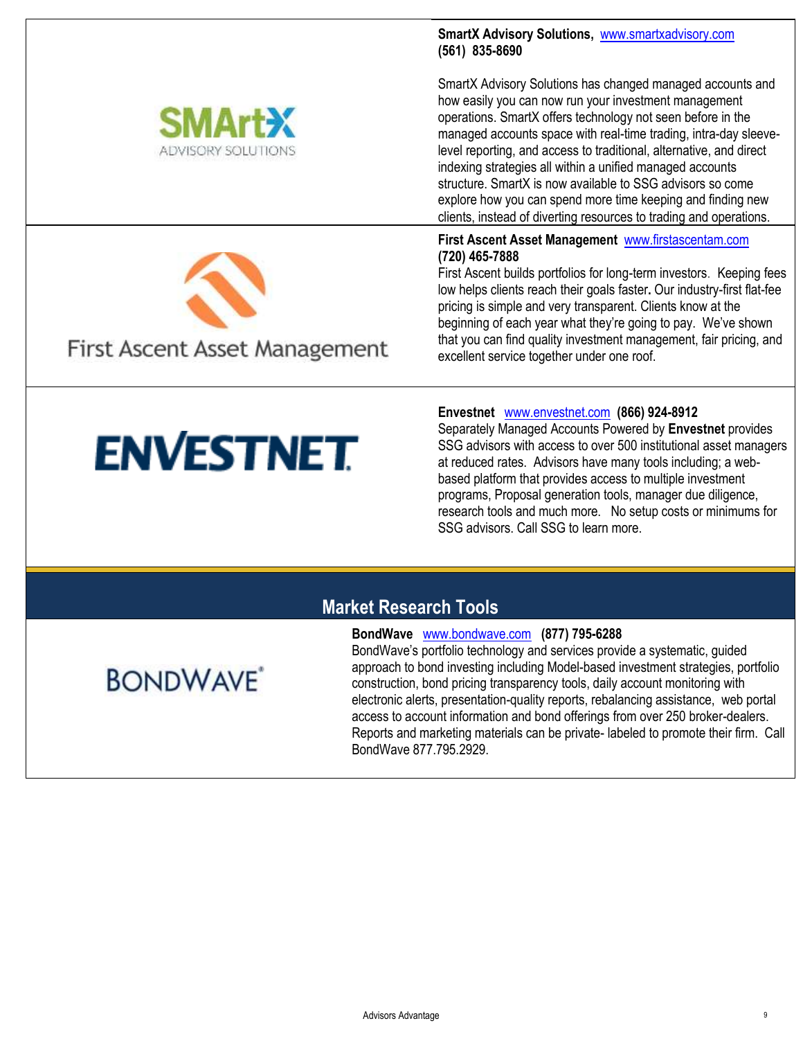**SmartX Advisory Solutions,** www.smartxadvisory.com
**(561) 835-8690**

SmartX Advisory Solutions has changed managed accounts and how easily you can now run your investment management operations. SmartX offers technology not seen before in the managed accounts space with real-time trading, intra-day sleeve-level reporting, and access to traditional, alternative, and direct indexing strategies all within a unified managed accounts structure. SmartX is now available to SSG advisors so come explore how you can spend more time keeping and finding new clients, instead of diverting resources to trading and operations.

**First Ascent Asset Management** www.firstascentam.com
**(720) 465-7888**
First Ascent builds portfolios for long-term investors. Keeping fees low helps clients reach their goals faster**.** Our industry-first flat-fee pricing is simple and very transparent. Clients know at the beginning of each year what they're going to pay. We've shown that you can find quality investment management, fair pricing, and excellent service together under one roof.

**Envestnet** www.envestnet.com **(866) 924-8912**
Separately Managed Accounts Powered by **Envestnet** provides SSG advisors with access to over 500 institutional asset managers at reduced rates. Advisors have many tools including; a web-based platform that provides access to multiple investment programs, Proposal generation tools, manager due diligence, research tools and much more. No setup costs or minimums for SSG advisors. Call SSG to learn more.

## Market Research Tools

**BondWave** www.bondwave.com **(877) 795-6288**
BondWave's portfolio technology and services provide a systematic, guided approach to bond investing including Model-based investment strategies, portfolio construction, bond pricing transparency tools, daily account monitoring with electronic alerts, presentation-quality reports, rebalancing assistance, web portal access to account information and bond offerings from over 250 broker-dealers. Reports and marketing materials can be private- labeled to promote their firm. Call BondWave 877.795.2929.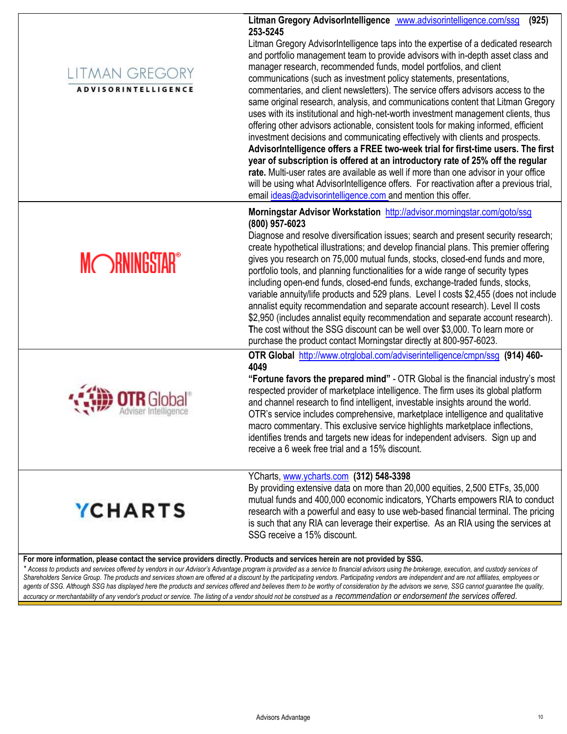| | |
|---|---|
| LITMAN GREGORY ADVISORINTELLIGENCE | **Litman Gregory AdvisorIntelligence** www.advisorintelligence.com/ssg **(925) 253-5245** Litman Gregory AdvisorIntelligence taps into the expertise of a dedicated research and portfolio management team to provide advisors with in-depth asset class and manager research, recommended funds, model portfolios, and client communications (such as investment policy statements, presentations, commentaries, and client newsletters). The service offers advisors access to the same original research, analysis, and communications content that Litman Gregory uses with its institutional and high-net-worth investment management clients, thus offering other advisors actionable, consistent tools for making informed, efficient investment decisions and communicating effectively with clients and prospects. **AdvisorIntelligence offers a FREE two-week trial for first-time users. The first year of subscription is offered at an introductory rate of 25% off the regular rate.** Multi-user rates are available as well if more than one advisor in your office will be using what AdvisorIntelligence offers. For reactivation after a previous trial, email ideas@advisorintelligence.com and mention this offer. |
| MORNINGSTAR® | **Morningstar Advisor Workstation** http://advisor.morningstar.com/goto/ssg **(800) 957-6023** Diagnose and resolve diversification issues; search and present security research; create hypothetical illustrations; and develop financial plans. This premier offering gives you research on 75,000 mutual funds, stocks, closed-end funds and more, portfolio tools, and planning functionalities for a wide range of security types including open-end funds, closed-end funds, exchange-traded funds, stocks, variable annuity/life products and 529 plans. Level I costs $2,455 (does not include annalist equity recommendation and separate account research). Level II costs $2,950 (includes annalist equity recommendation and separate account research). **T**he cost without the SSG discount can be well over $3,000. To learn more or purchase the product contact Morningstar directly at 800-957-6023. |
| OTR Global® Adviser Intelligence | **OTR Global** http://www.otrglobal.com/adviserintelligence/cmpn/ssg **(914) 460-4049** **"Fortune favors the prepared mind"** - OTR Global is the financial industry's most respected provider of marketplace intelligence. The firm uses its global platform and channel research to find intelligent, investable insights around the world. OTR's service includes comprehensive, marketplace intelligence and qualitative macro commentary. This exclusive service highlights marketplace inflections, identifies trends and targets new ideas for independent advisers. Sign up and receive a 6 week free trial and a 15% discount. |
| YCHARTS | YCharts, www.ycharts.com **(312) 548-3398** By providing extensive data on more than 20,000 equities, 2,500 ETFs, 35,000 mutual funds and 400,000 economic indicators, YCharts empowers RIA to conduct research with a powerful and easy to use web-based financial terminal. The pricing is such that any RIA can leverage their expertise. As an RIA using the services at SSG receive a 15% discount. |

**For more information, please contact the service providers directly. Products and services herein are not provided by SSG.**

*\* Access to products and services offered by vendors in our Advisor's Advantage program is provided as a service to financial advisors using the brokerage, execution, and custody services of Shareholders Service Group. The products and services shown are offered at a discount by the participating vendors. Participating vendors are independent and are not affiliates, employees or agents of SSG. Although SSG has displayed here the products and services offered and believes them to be worthy of consideration by the advisors we serve, SSG cannot guarantee the quality, accuracy or merchantability of any vendor's product or service. The listing of a vendor should not be construed as a recommendation or endorsement the services offered.*